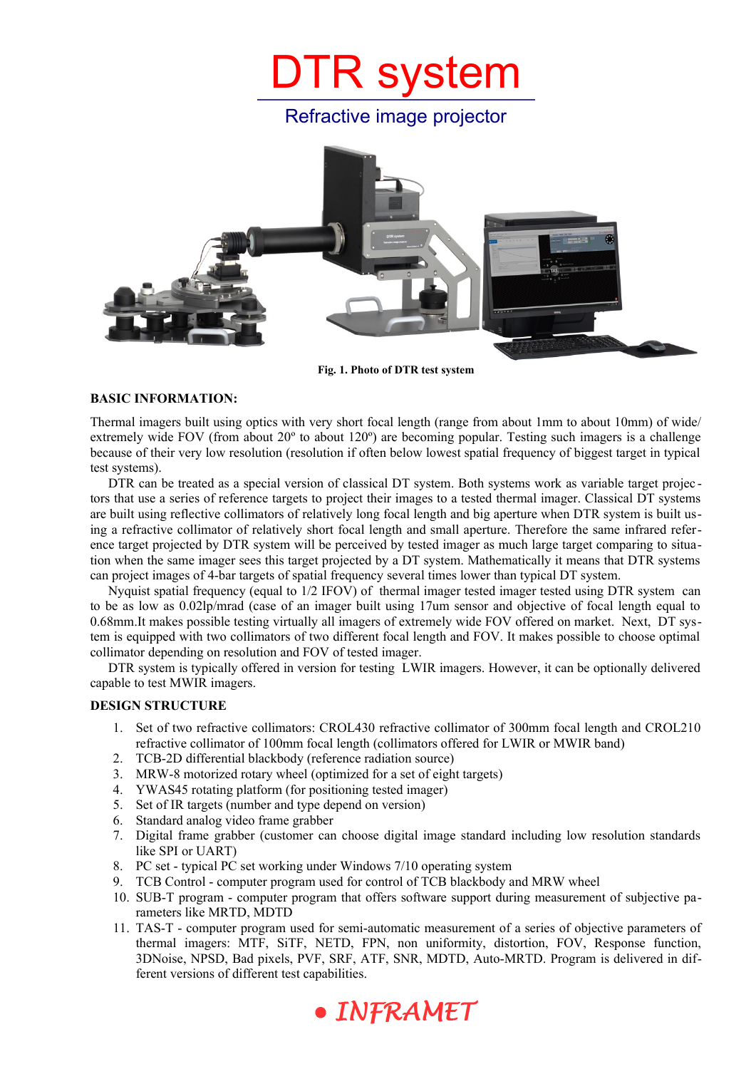# DTR system

## Refractive image projector

**Fig. 1. Photo of DTR test system**

**BASIC INFORMATION:**

Thermal imagers built using optics with very short focal length (range from about 1mm to about 10mm) of wide/ extremely wide FOV (from about 20º to about 120º) are becoming popular. Testing such imagers is a challenge because of their very low resolution (resolution if often below lowest spatial frequency of biggest target in typical test systems).

DTR can be treated as a special version of classical DT system. Both systems work as variable target projectors that use a series of reference targets to project their images to a tested thermal imager. Classical DT systems are built using reflective collimators of relatively long focal length and big aperture when DTR system is built using a refractive collimator of relatively short focal length and small aperture. Therefore the same infrared reference target projected by DTR system will be perceived by tested imager as much large target comparing to situation when the same imager sees this target projected by a DT system. Mathematically it means that DTR systems can project images of 4-bar targets of spatial frequency several times lower than typical DT system.

Nyquist spatial frequency (equal to 1/2 IFOV) of thermal imager tested imager tested using DTR system can to be as low as 0.02lp/mrad (case of an imager built using 17um sensor and objective of focal length equal to 0.68mm.It makes possible testing virtually all imagers of extremely wide FOV offered on market. Next, DT system is equipped with two collimators of two different focal length and FOV. It makes possible to choose optimal collimator depending on resolution and FOV of tested imager.

DTR system is typically offered in version for testing LWIR imagers. However, it can be optionally delivered capable to test MWIR imagers.

**DESIGN STRUCTURE**

1. Set of two refractive collimators: CROL430 refractive collimator of 300mm focal length and CROL210 refractive collimator of 100mm focal length (collimators offered for LWIR or MWIR band)
2. TCB-2D differential blackbody (reference radiation source)
3. MRW-8 motorized rotary wheel (optimized for a set of eight targets)
4. YWAS45 rotating platform (for positioning tested imager)
5. Set of IR targets (number and type depend on version)
6. Standard analog video frame grabber
7. Digital frame grabber (customer can choose digital image standard including low resolution standards like SPI or UART)
8. PC set - typical PC set working under Windows 7/10 operating system
9. TCB Control - computer program used for control of TCB blackbody and MRW wheel
10. SUB-T program - computer program that offers software support during measurement of subjective parameters like MRTD, MDTD
11. TAS-T - computer program used for semi-automatic measurement of a series of objective parameters of thermal imagers: MTF, SiTF, NETD, FPN, non uniformity, distortion, FOV, Response function, 3DNoise, NPSD, Bad pixels, PVF, SRF, ATF, SNR, MDTD, Auto-MRTD. Program is delivered in different versions of different test capabilities.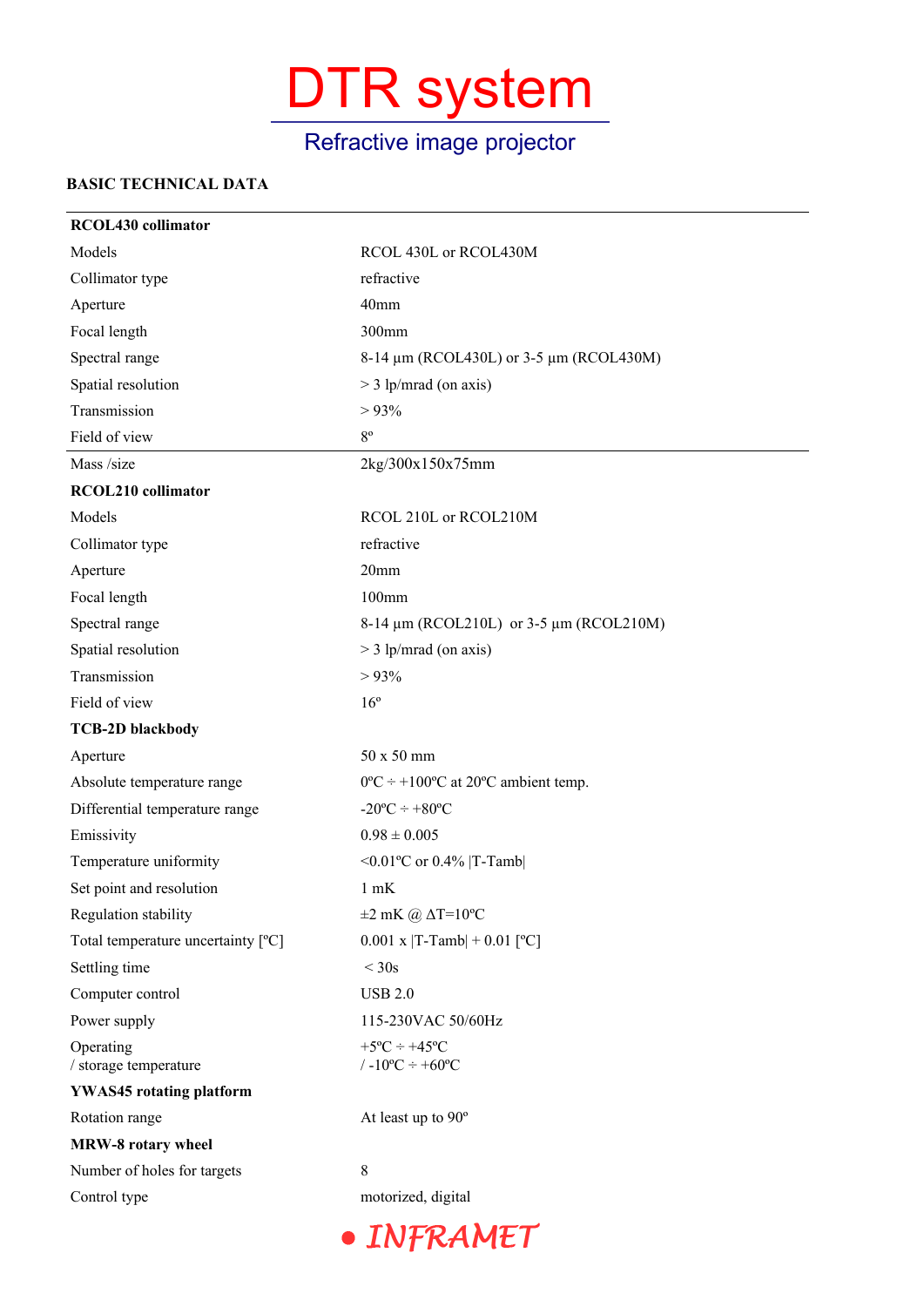# DTR system

## Refractive image projector

**BASIC TECHNICAL DATA**

| | |
|---|---|
| **RCOL430 collimator** | |
| Models | RCOL 430L or RCOL430M |
| Collimator type | refractive |
| Aperture | 40mm |
| Focal length | 300mm |
| Spectral range | 8-14 µm (RCOL430L) or 3-5 µm (RCOL430M) |
| Spatial resolution | > 3 lp/mrad (on axis) |
| Transmission | > 93% |
| Field of view | 8º |
| Mass /size | 2kg/300x150x75mm |
| **RCOL210 collimator** | |
| Models | RCOL 210L or RCOL210M |
| Collimator type | refractive |
| Aperture | 20mm |
| Focal length | 100mm |
| Spectral range | 8-14 µm (RCOL210L) or 3-5 µm (RCOL210M) |
| Spatial resolution | > 3 lp/mrad (on axis) |
| Transmission | > 93% |
| Field of view | 16º |
| **TCB-2D blackbody** | |
| Aperture | 50 x 50 mm |
| Absolute temperature range | 0ºC ÷ +100ºC at 20ºC ambient temp. |
| Differential temperature range | -20ºC ÷ +80ºC |
| Emissivity | 0.98 ± 0.005 |
| Temperature uniformity | <0.01ºC or 0.4% \|T-Tamb\| |
| Set point and resolution | 1 mK |
| Regulation stability | ±2 mK @ ΔT=10ºC |
| Total temperature uncertainty [ºC] | 0.001 x \|T-Tamb\| + 0.01 [ºC] |
| Settling time | < 30s |
| Computer control | USB 2.0 |
| Power supply | 115-230VAC 50/60Hz |
| Operating / storage temperature | +5ºC ÷ +45ºC / -10ºC ÷ +60ºC |
| **YWAS45 rotating platform** | |
| Rotation range | At least up to 90º |
| **MRW-8 rotary wheel** | |
| Number of holes for targets | 8 |
| Control type | motorized, digital |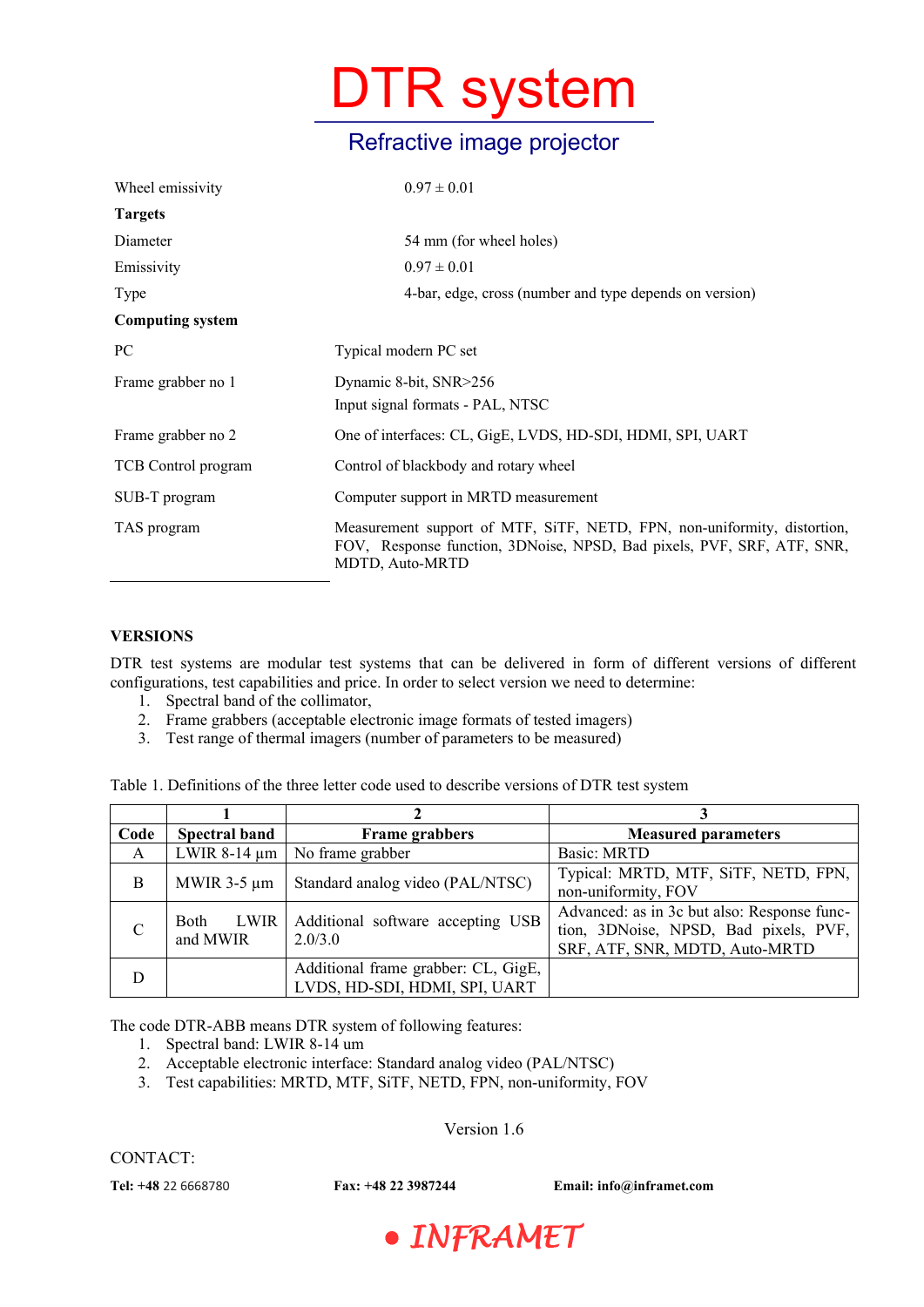# DTR system

## Refractive image projector

| | |
|---|---|
| Wheel emissivity | 0.97 ± 0.01 |
| **Targets** | |
| Diameter | 54 mm (for wheel holes) |
| Emissivity | 0.97 ± 0.01 |
| Type | 4-bar, edge, cross (number and type depends on version) |
| **Computing system** | |
| PC | Typical modern PC set |
| Frame grabber no 1 | Dynamic 8-bit, SNR>256<br>Input signal formats - PAL, NTSC |
| Frame grabber no 2 | One of interfaces: CL, GigE, LVDS, HD-SDI, HDMI, SPI, UART |
| TCB Control program | Control of blackbody and rotary wheel |
| SUB-T program | Computer support in MRTD measurement |
| TAS program | Measurement support of MTF, SiTF, NETD, FPN, non-uniformity, distortion, FOV, Response function, 3DNoise, NPSD, Bad pixels, PVF, SRF, ATF, SNR, MDTD, Auto-MRTD |

**VERSIONS**

DTR test systems are modular test systems that can be delivered in form of different versions of different configurations, test capabilities and price. In order to select version we need to determine:

1. Spectral band of the collimator,
2. Frame grabbers (acceptable electronic image formats of tested imagers)
3. Test range of thermal imagers (number of parameters to be measured)

Table 1. Definitions of the three letter code used to describe versions of DTR test system

| | 1 | 2 | 3 |
|---|---|---|---|
| **Code** | **Spectral band** | **Frame grabbers** | **Measured parameters** |
| A | LWIR 8-14 µm | No frame grabber | Basic: MRTD |
| B | MWIR 3-5 µm | Standard analog video (PAL/NTSC) | Typical: MRTD, MTF, SiTF, NETD, FPN, non-uniformity, FOV |
| C | Both LWIR and MWIR | Additional software accepting USB 2.0/3.0 | Advanced: as in 3c but also: Response function, 3DNoise, NPSD, Bad pixels, PVF, SRF, ATF, SNR, MDTD, Auto-MRTD |
| D | | Additional frame grabber: CL, GigE, LVDS, HD-SDI, HDMI, SPI, UART | |

The code DTR-ABB means DTR system of following features:

1. Spectral band: LWIR 8-14 um
2. Acceptable electronic interface: Standard analog video (PAL/NTSC)
3. Test capabilities: MRTD, MTF, SiTF, NETD, FPN, non-uniformity, FOV

Version 1.6

CONTACT:

**Tel: +48** 22 6668780 **Fax: +48 22 3987244** **Email: info@inframet.com**

INFRAMET